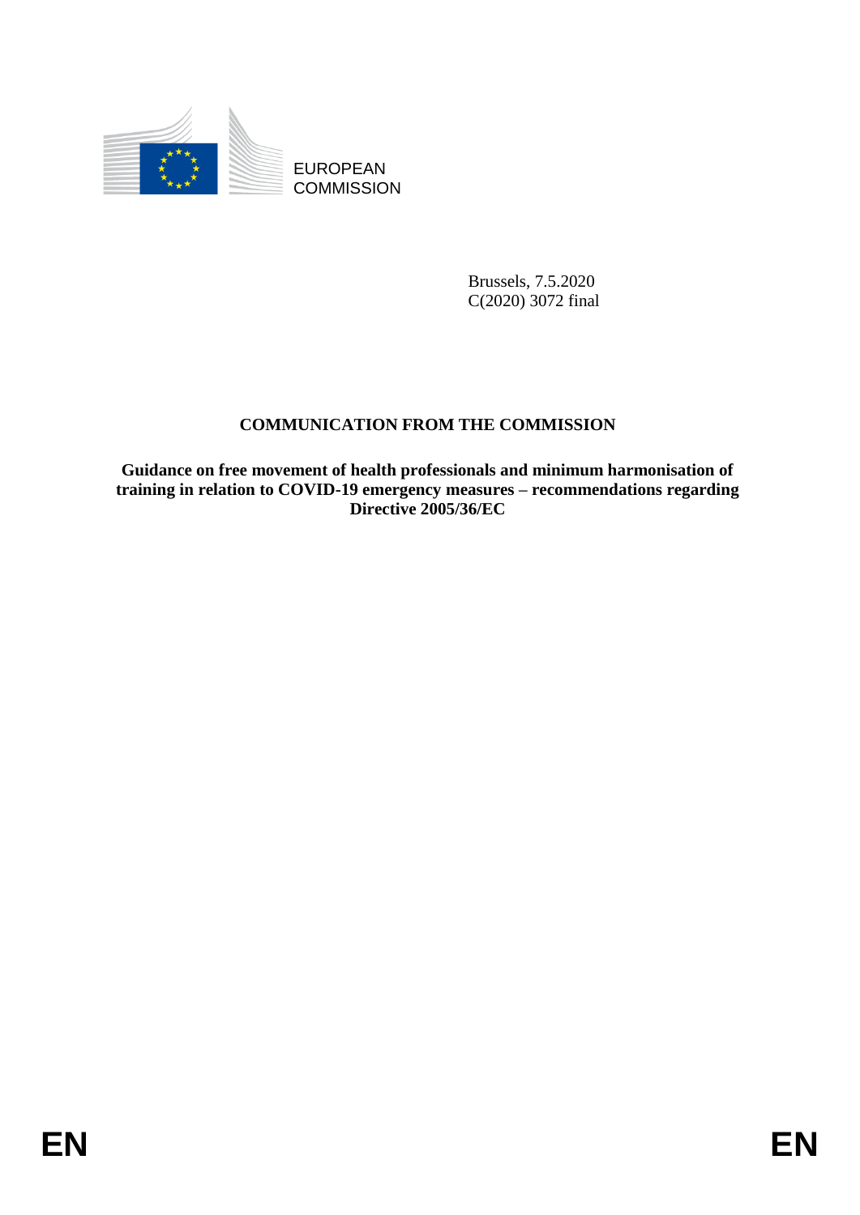EUROPEAN
COMMISSION

Brussels, 7.5.2020
C(2020) 3072 final

# COMMUNICATION FROM THE COMMISSION

## Guidance on free movement of health professionals and minimum harmonisation of training in relation to COVID-19 emergency measures – recommendations regarding Directive 2005/36/EC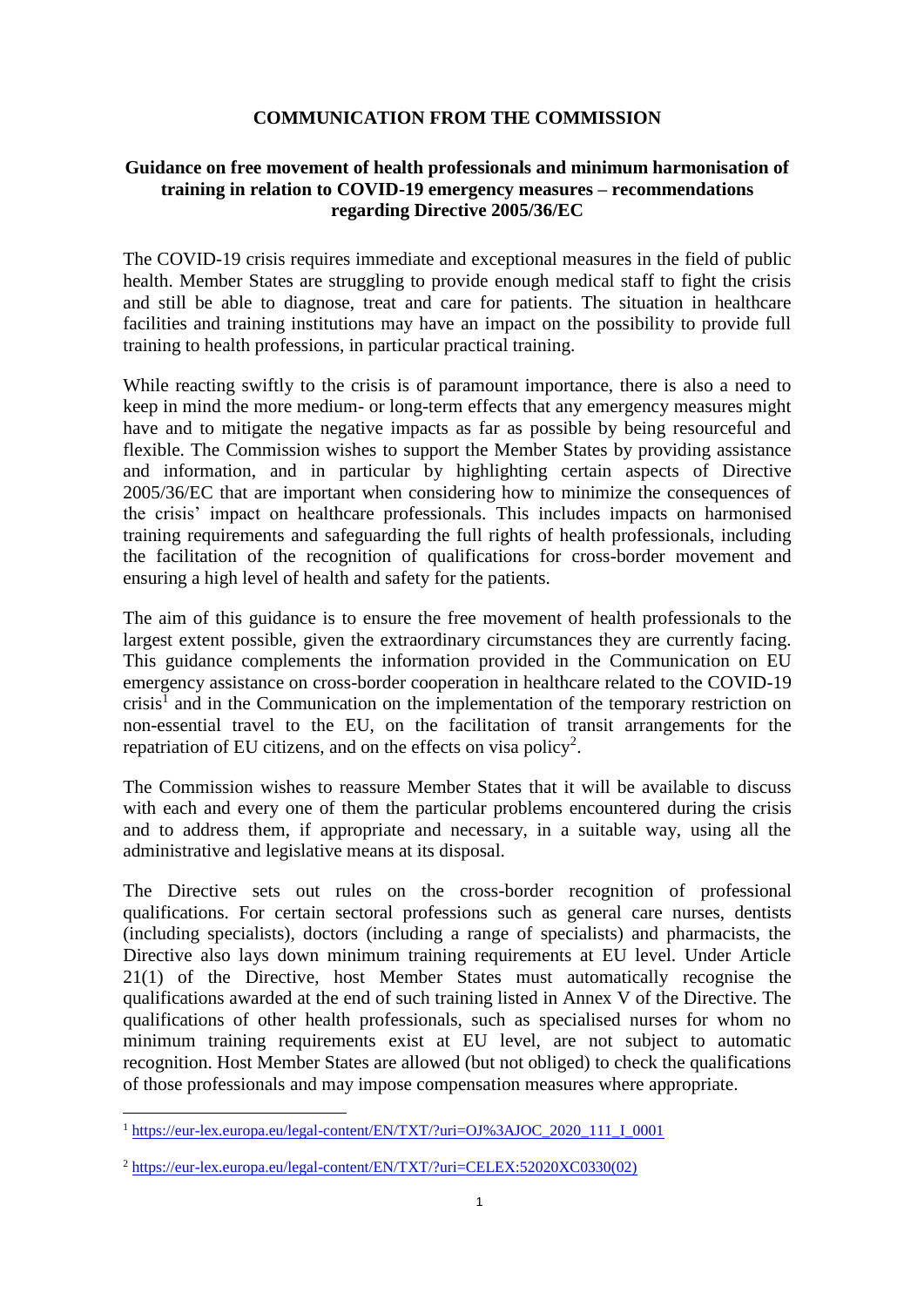**COMMUNICATION FROM THE COMMISSION**

**Guidance on free movement of health professionals and minimum harmonisation of training in relation to COVID-19 emergency measures – recommendations regarding Directive 2005/36/EC**

The COVID-19 crisis requires immediate and exceptional measures in the field of public health. Member States are struggling to provide enough medical staff to fight the crisis and still be able to diagnose, treat and care for patients. The situation in healthcare facilities and training institutions may have an impact on the possibility to provide full training to health professions, in particular practical training.

While reacting swiftly to the crisis is of paramount importance, there is also a need to keep in mind the more medium- or long-term effects that any emergency measures might have and to mitigate the negative impacts as far as possible by being resourceful and flexible. The Commission wishes to support the Member States by providing assistance and information, and in particular by highlighting certain aspects of Directive 2005/36/EC that are important when considering how to minimize the consequences of the crisis' impact on healthcare professionals. This includes impacts on harmonised training requirements and safeguarding the full rights of health professionals, including the facilitation of the recognition of qualifications for cross-border movement and ensuring a high level of health and safety for the patients.

The aim of this guidance is to ensure the free movement of health professionals to the largest extent possible, given the extraordinary circumstances they are currently facing. This guidance complements the information provided in the Communication on EU emergency assistance on cross-border cooperation in healthcare related to the COVID-19 crisis[1] and in the Communication on the implementation of the temporary restriction on non-essential travel to the EU, on the facilitation of transit arrangements for the repatriation of EU citizens, and on the effects on visa policy[2].

The Commission wishes to reassure Member States that it will be available to discuss with each and every one of them the particular problems encountered during the crisis and to address them, if appropriate and necessary, in a suitable way, using all the administrative and legislative means at its disposal.

The Directive sets out rules on the cross-border recognition of professional qualifications. For certain sectoral professions such as general care nurses, dentists (including specialists), doctors (including a range of specialists) and pharmacists, the Directive also lays down minimum training requirements at EU level. Under Article 21(1) of the Directive, host Member States must automatically recognise the qualifications awarded at the end of such training listed in Annex V of the Directive. The qualifications of other health professionals, such as specialised nurses for whom no minimum training requirements exist at EU level, are not subject to automatic recognition. Host Member States are allowed (but not obliged) to check the qualifications of those professionals and may impose compensation measures where appropriate.

---

[1] https://eur-lex.europa.eu/legal-content/EN/TXT/?uri=OJ%3AJOC_2020_111_I_0001

[2] https://eur-lex.europa.eu/legal-content/EN/TXT/?uri=CELEX:52020XC0330(02)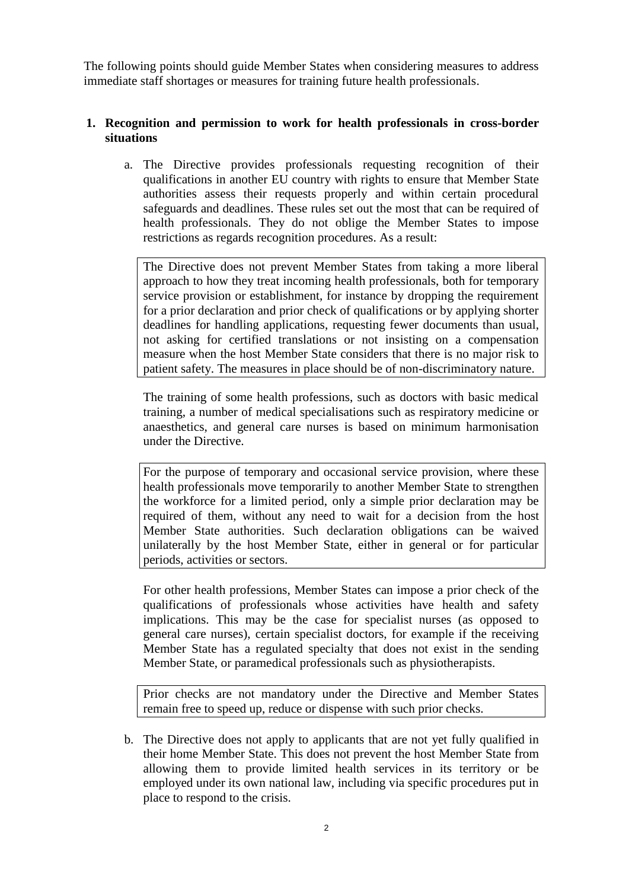The following points should guide Member States when considering measures to address immediate staff shortages or measures for training future health professionals.

## 1. Recognition and permission to work for health professionals in cross-border situations

a. The Directive provides professionals requesting recognition of their qualifications in another EU country with rights to ensure that Member State authorities assess their requests properly and within certain procedural safeguards and deadlines. These rules set out the most that can be required of health professionals. They do not oblige the Member States to impose restrictions as regards recognition procedures. As a result:

> The Directive does not prevent Member States from taking a more liberal approach to how they treat incoming health professionals, both for temporary service provision or establishment, for instance by dropping the requirement for a prior declaration and prior check of qualifications or by applying shorter deadlines for handling applications, requesting fewer documents than usual, not asking for certified translations or not insisting on a compensation measure when the host Member State considers that there is no major risk to patient safety. The measures in place should be of non-discriminatory nature.

The training of some health professions, such as doctors with basic medical training, a number of medical specialisations such as respiratory medicine or anaesthetics, and general care nurses is based on minimum harmonisation under the Directive.

> For the purpose of temporary and occasional service provision, where these health professionals move temporarily to another Member State to strengthen the workforce for a limited period, only a simple prior declaration may be required of them, without any need to wait for a decision from the host Member State authorities. Such declaration obligations can be waived unilaterally by the host Member State, either in general or for particular periods, activities or sectors.

For other health professions, Member States can impose a prior check of the qualifications of professionals whose activities have health and safety implications. This may be the case for specialist nurses (as opposed to general care nurses), certain specialist doctors, for example if the receiving Member State has a regulated specialty that does not exist in the sending Member State, or paramedical professionals such as physiotherapists.

> Prior checks are not mandatory under the Directive and Member States remain free to speed up, reduce or dispense with such prior checks.

b. The Directive does not apply to applicants that are not yet fully qualified in their home Member State. This does not prevent the host Member State from allowing them to provide limited health services in its territory or be employed under its own national law, including via specific procedures put in place to respond to the crisis.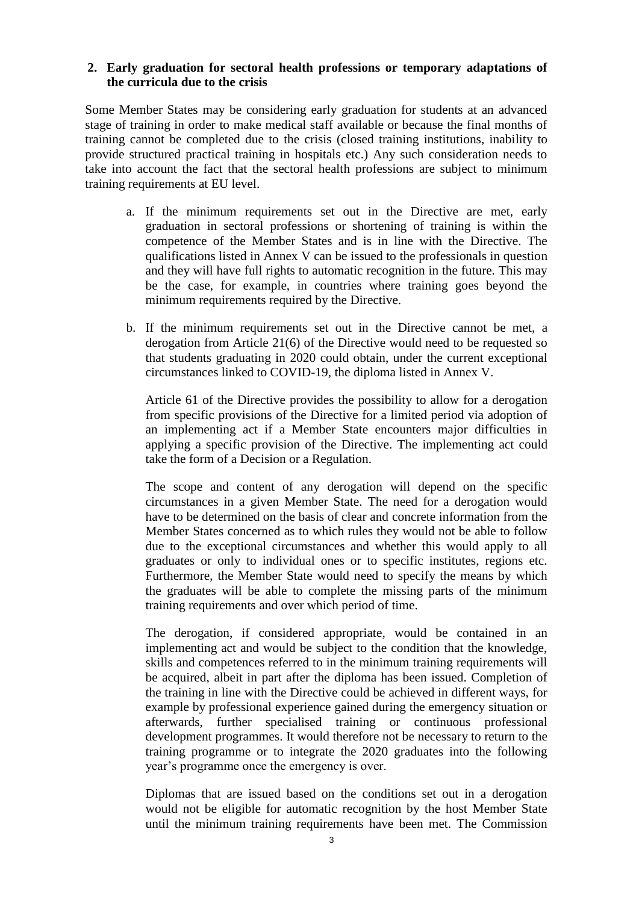## 2. Early graduation for sectoral health professions or temporary adaptations of the curricula due to the crisis

Some Member States may be considering early graduation for students at an advanced stage of training in order to make medical staff available or because the final months of training cannot be completed due to the crisis (closed training institutions, inability to provide structured practical training in hospitals etc.) Any such consideration needs to take into account the fact that the sectoral health professions are subject to minimum training requirements at EU level.

a. If the minimum requirements set out in the Directive are met, early graduation in sectoral professions or shortening of training is within the competence of the Member States and is in line with the Directive. The qualifications listed in Annex V can be issued to the professionals in question and they will have full rights to automatic recognition in the future. This may be the case, for example, in countries where training goes beyond the minimum requirements required by the Directive.

b. If the minimum requirements set out in the Directive cannot be met, a derogation from Article 21(6) of the Directive would need to be requested so that students graduating in 2020 could obtain, under the current exceptional circumstances linked to COVID-19, the diploma listed in Annex V.

   Article 61 of the Directive provides the possibility to allow for a derogation from specific provisions of the Directive for a limited period via adoption of an implementing act if a Member State encounters major difficulties in applying a specific provision of the Directive. The implementing act could take the form of a Decision or a Regulation.

   The scope and content of any derogation will depend on the specific circumstances in a given Member State. The need for a derogation would have to be determined on the basis of clear and concrete information from the Member States concerned as to which rules they would not be able to follow due to the exceptional circumstances and whether this would apply to all graduates or only to individual ones or to specific institutes, regions etc. Furthermore, the Member State would need to specify the means by which the graduates will be able to complete the missing parts of the minimum training requirements and over which period of time.

   The derogation, if considered appropriate, would be contained in an implementing act and would be subject to the condition that the knowledge, skills and competences referred to in the minimum training requirements will be acquired, albeit in part after the diploma has been issued. Completion of the training in line with the Directive could be achieved in different ways, for example by professional experience gained during the emergency situation or afterwards, further specialised training or continuous professional development programmes. It would therefore not be necessary to return to the training programme or to integrate the 2020 graduates into the following year's programme once the emergency is over.

   Diplomas that are issued based on the conditions set out in a derogation would not be eligible for automatic recognition by the host Member State until the minimum training requirements have been met. The Commission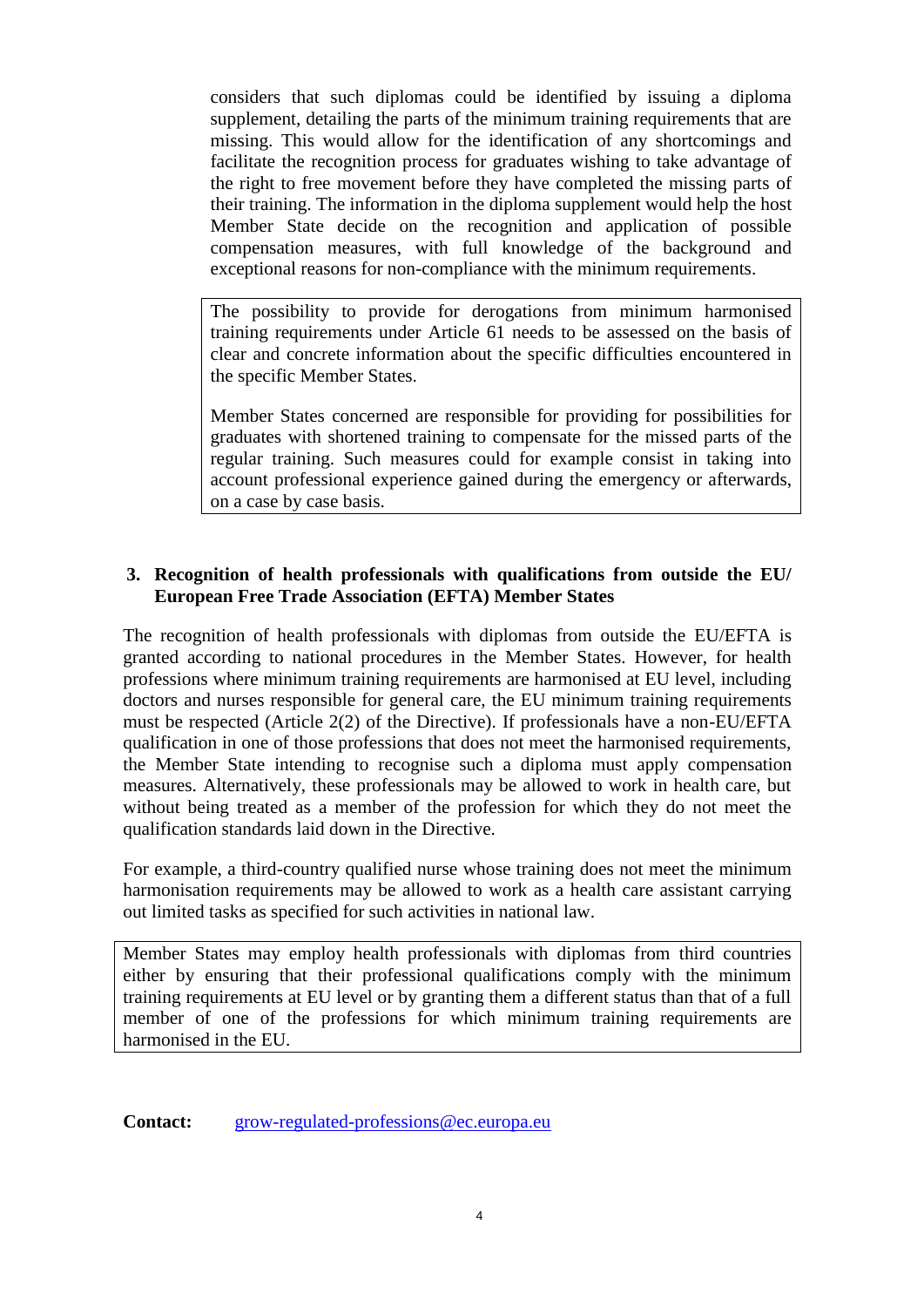considers that such diplomas could be identified by issuing a diploma supplement, detailing the parts of the minimum training requirements that are missing. This would allow for the identification of any shortcomings and facilitate the recognition process for graduates wishing to take advantage of the right to free movement before they have completed the missing parts of their training. The information in the diploma supplement would help the host Member State decide on the recognition and application of possible compensation measures, with full knowledge of the background and exceptional reasons for non-compliance with the minimum requirements.

> The possibility to provide for derogations from minimum harmonised training requirements under Article 61 needs to be assessed on the basis of clear and concrete information about the specific difficulties encountered in the specific Member States.
>
> Member States concerned are responsible for providing for possibilities for graduates with shortened training to compensate for the missed parts of the regular training. Such measures could for example consist in taking into account professional experience gained during the emergency or afterwards, on a case by case basis.

## 3. Recognition of health professionals with qualifications from outside the EU/ European Free Trade Association (EFTA) Member States

The recognition of health professionals with diplomas from outside the EU/EFTA is granted according to national procedures in the Member States. However, for health professions where minimum training requirements are harmonised at EU level, including doctors and nurses responsible for general care, the EU minimum training requirements must be respected (Article 2(2) of the Directive). If professionals have a non-EU/EFTA qualification in one of those professions that does not meet the harmonised requirements, the Member State intending to recognise such a diploma must apply compensation measures. Alternatively, these professionals may be allowed to work in health care, but without being treated as a member of the profession for which they do not meet the qualification standards laid down in the Directive.

For example, a third-country qualified nurse whose training does not meet the minimum harmonisation requirements may be allowed to work as a health care assistant carrying out limited tasks as specified for such activities in national law.

> Member States may employ health professionals with diplomas from third countries either by ensuring that their professional qualifications comply with the minimum training requirements at EU level or by granting them a different status than that of a full member of one of the professions for which minimum training requirements are harmonised in the EU.

**Contact:** grow-regulated-professions@ec.europa.eu